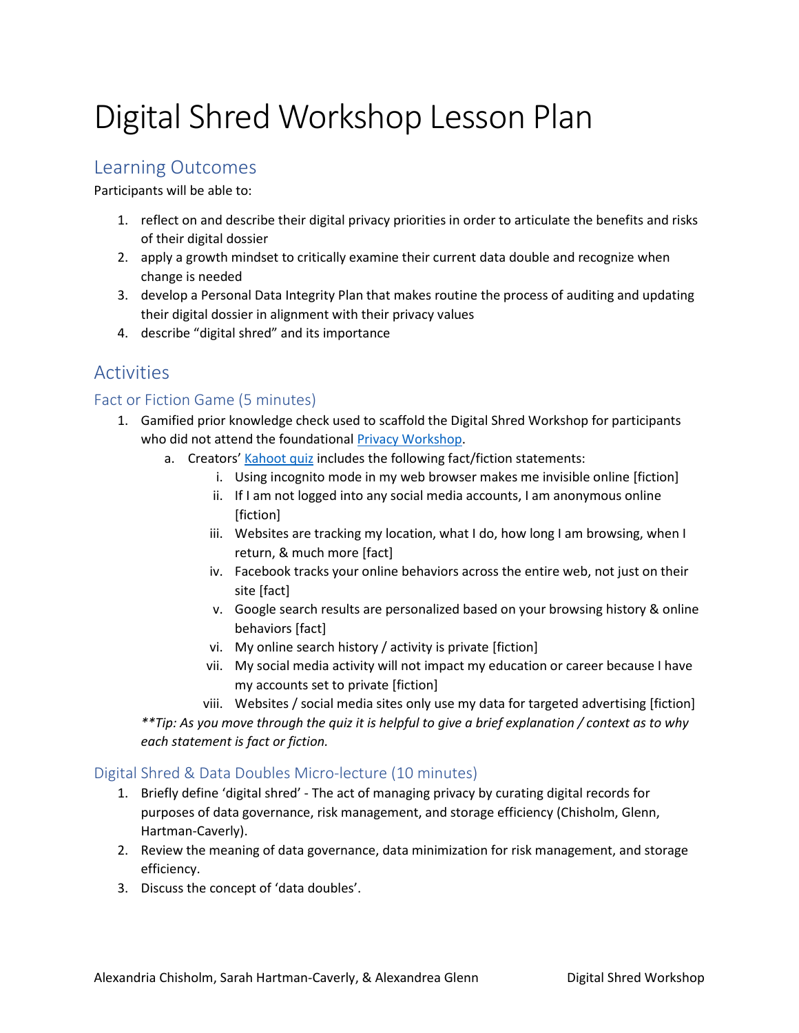# Digital Shred Workshop Lesson Plan

## Learning Outcomes

Participants will be able to:

1. reflect on and describe their digital privacy priorities in order to articulate the benefits and risks of their digital dossier
2. apply a growth mindset to critically examine their current data double and recognize when change is needed
3. develop a Personal Data Integrity Plan that makes routine the process of auditing and updating their digital dossier in alignment with their privacy values
4. describe "digital shred" and its importance

## Activities

### Fact or Fiction Game (5 minutes)

1. Gamified prior knowledge check used to scaffold the Digital Shred Workshop for participants who did not attend the foundational Privacy Workshop.
   a. Creators' Kahoot quiz includes the following fact/fiction statements:
      i. Using incognito mode in my web browser makes me invisible online [fiction]
      ii. If I am not logged into any social media accounts, I am anonymous online [fiction]
      iii. Websites are tracking my location, what I do, how long I am browsing, when I return, & much more [fact]
      iv. Facebook tracks your online behaviors across the entire web, not just on their site [fact]
      v. Google search results are personalized based on your browsing history & online behaviors [fact]
      vi. My online search history / activity is private [fiction]
      vii. My social media activity will not impact my education or career because I have my accounts set to private [fiction]
      viii. Websites / social media sites only use my data for targeted advertising [fiction]

   ***Tip: As you move through the quiz it is helpful to give a brief explanation / context as to why each statement is fact or fiction.*

### Digital Shred & Data Doubles Micro-lecture (10 minutes)

1. Briefly define 'digital shred' - The act of managing privacy by curating digital records for purposes of data governance, risk management, and storage efficiency (Chisholm, Glenn, Hartman-Caverly).
2. Review the meaning of data governance, data minimization for risk management, and storage efficiency.
3. Discuss the concept of 'data doubles'.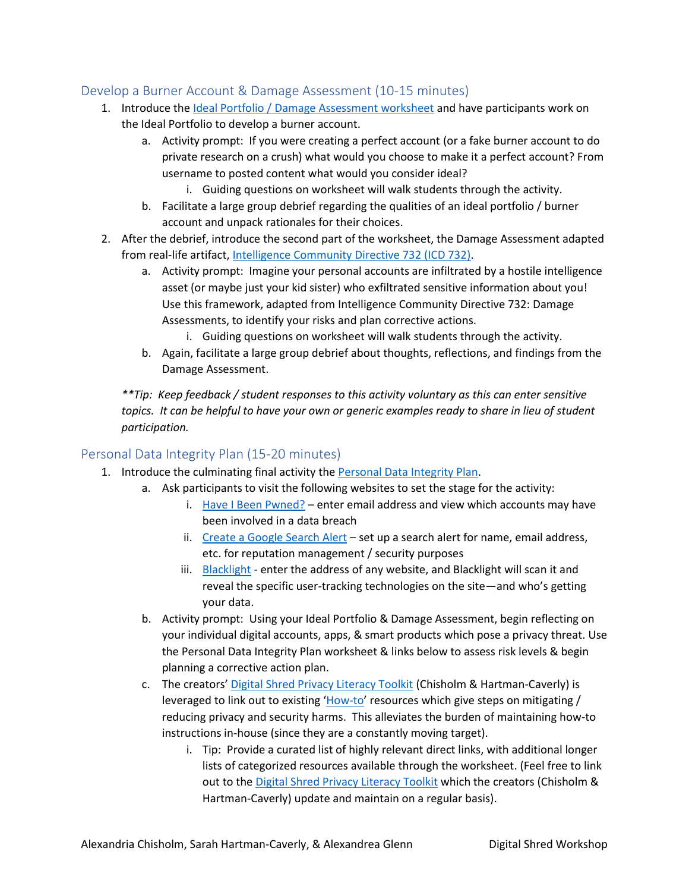## Develop a Burner Account & Damage Assessment (10-15 minutes)

1. Introduce the Ideal Portfolio / Damage Assessment worksheet and have participants work on the Ideal Portfolio to develop a burner account.
    a. Activity prompt: If you were creating a perfect account (or a fake burner account to do private research on a crush) what would you choose to make it a perfect account? From username to posted content what would you consider ideal?
        i. Guiding questions on worksheet will walk students through the activity.
    b. Facilitate a large group debrief regarding the qualities of an ideal portfolio / burner account and unpack rationales for their choices.
2. After the debrief, introduce the second part of the worksheet, the Damage Assessment adapted from real-life artifact, Intelligence Community Directive 732 (ICD 732).
    a. Activity prompt: Imagine your personal accounts are infiltrated by a hostile intelligence asset (or maybe just your kid sister) who exfiltrated sensitive information about you! Use this framework, adapted from Intelligence Community Directive 732: Damage Assessments, to identify your risks and plan corrective actions.
        i. Guiding questions on worksheet will walk students through the activity.
    b. Again, facilitate a large group debrief about thoughts, reflections, and findings from the Damage Assessment.

*\*\*Tip: Keep feedback / student responses to this activity voluntary as this can enter sensitive topics. It can be helpful to have your own or generic examples ready to share in lieu of student participation.*

## Personal Data Integrity Plan (15-20 minutes)

1. Introduce the culminating final activity the Personal Data Integrity Plan.
    a. Ask participants to visit the following websites to set the stage for the activity:
        i. Have I Been Pwned? – enter email address and view which accounts may have been involved in a data breach
        ii. Create a Google Search Alert – set up a search alert for name, email address, etc. for reputation management / security purposes
        iii. Blacklight - enter the address of any website, and Blacklight will scan it and reveal the specific user-tracking technologies on the site—and who's getting your data.
    b. Activity prompt: Using your Ideal Portfolio & Damage Assessment, begin reflecting on your individual digital accounts, apps, & smart products which pose a privacy threat. Use the Personal Data Integrity Plan worksheet & links below to assess risk levels & begin planning a corrective action plan.
    c. The creators' Digital Shred Privacy Literacy Toolkit (Chisholm & Hartman-Caverly) is leveraged to link out to existing 'How-to' resources which give steps on mitigating / reducing privacy and security harms. This alleviates the burden of maintaining how-to instructions in-house (since they are a constantly moving target).
        i. Tip: Provide a curated list of highly relevant direct links, with additional longer lists of categorized resources available through the worksheet. (Feel free to link out to the Digital Shred Privacy Literacy Toolkit which the creators (Chisholm & Hartman-Caverly) update and maintain on a regular basis).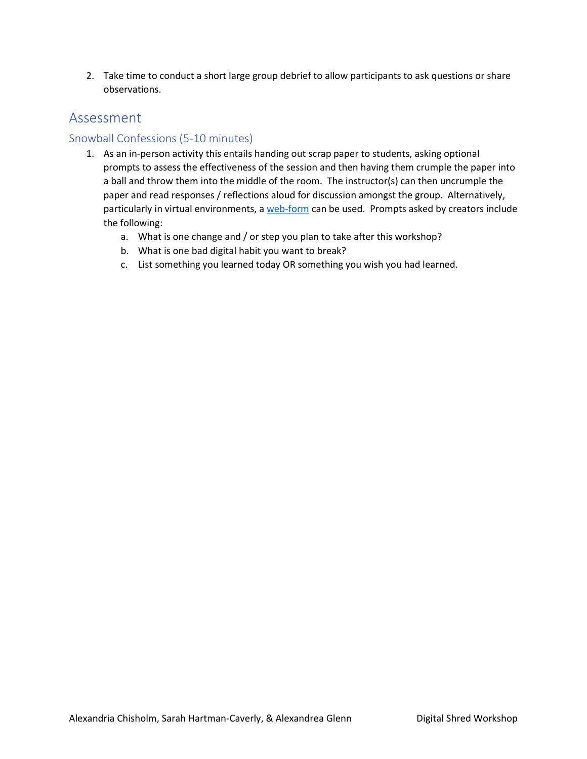2. Take time to conduct a short large group debrief to allow participants to ask questions or share observations.

## Assessment

### Snowball Confessions (5-10 minutes)

1. As an in-person activity this entails handing out scrap paper to students, asking optional prompts to assess the effectiveness of the session and then having them crumple the paper into a ball and throw them into the middle of the room. The instructor(s) can then uncrumple the paper and read responses / reflections aloud for discussion amongst the group. Alternatively, particularly in virtual environments, a web-form can be used. Prompts asked by creators include the following:
   a. What is one change and / or step you plan to take after this workshop?
   b. What is one bad digital habit you want to break?
   c. List something you learned today OR something you wish you had learned.